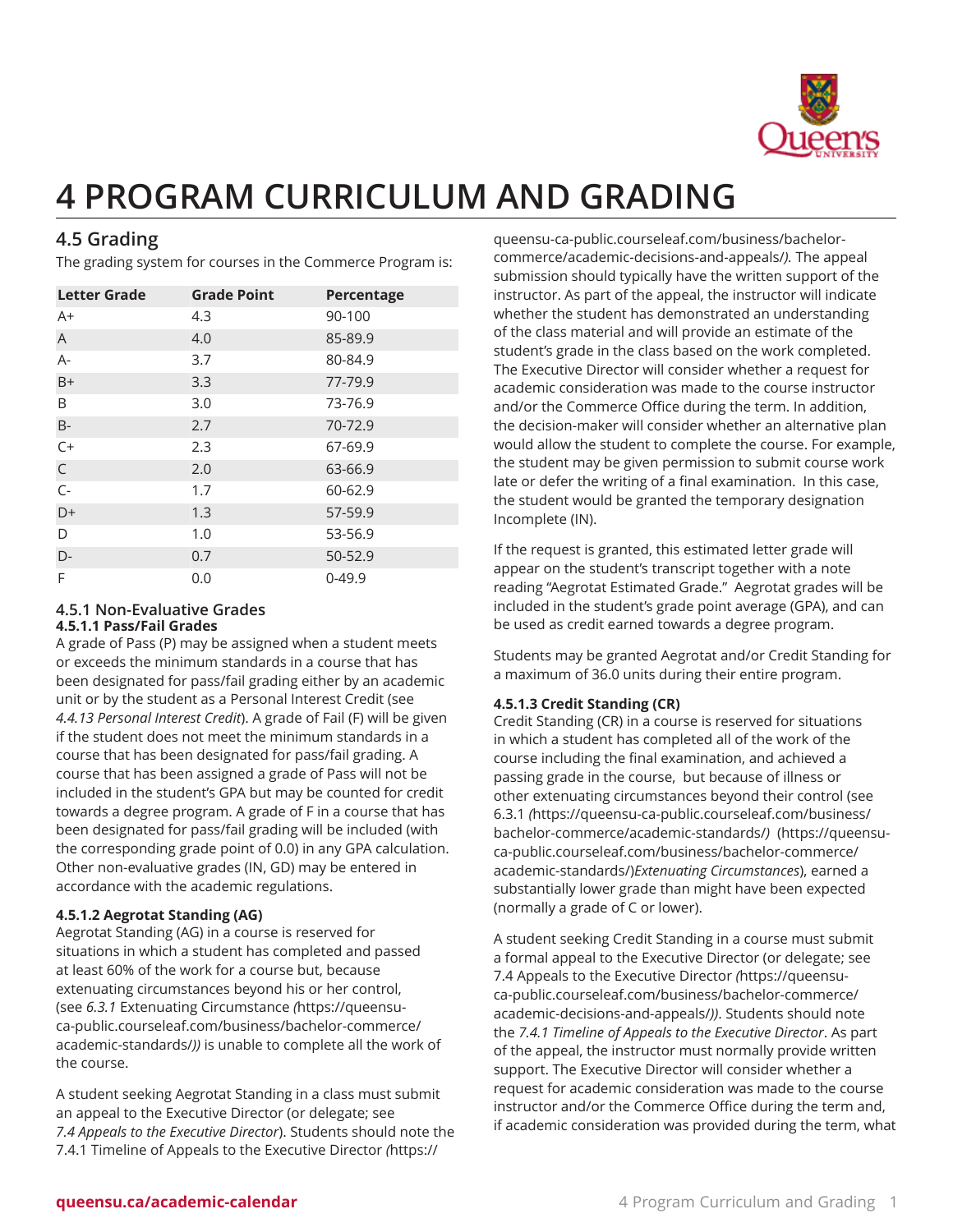# 4 PROGRAM CURRICULUM AND GRADING

## 4.5 Grading

The grading system for courses in the Commerce Program is:

| Letter Grade | Grade Point | Percentage |
|---|---|---|
| A+ | 4.3 | 90-100 |
| A | 4.0 | 85-89.9 |
| A- | 3.7 | 80-84.9 |
| B+ | 3.3 | 77-79.9 |
| B | 3.0 | 73-76.9 |
| B- | 2.7 | 70-72.9 |
| C+ | 2.3 | 67-69.9 |
| C | 2.0 | 63-66.9 |
| C- | 1.7 | 60-62.9 |
| D+ | 1.3 | 57-59.9 |
| D | 1.0 | 53-56.9 |
| D- | 0.7 | 50-52.9 |
| F | 0.0 | 0-49.9 |

### 4.5.1 Non-Evaluative Grades

#### 4.5.1.1 Pass/Fail Grades

A grade of Pass (P) may be assigned when a student meets or exceeds the minimum standards in a course that has been designated for pass/fail grading either by an academic unit or by the student as a Personal Interest Credit (see *4.4.13 Personal Interest Credit*). A grade of Fail (F) will be given if the student does not meet the minimum standards in a course that has been designated for pass/fail grading. A course that has been assigned a grade of Pass will not be included in the student's GPA but may be counted for credit towards a degree program. A grade of F in a course that has been designated for pass/fail grading will be included (with the corresponding grade point of 0.0) in any GPA calculation. Other non-evaluative grades (IN, GD) may be entered in accordance with the academic regulations.

#### 4.5.1.2 Aegrotat Standing (AG)

Aegrotat Standing (AG) in a course is reserved for situations in which a student has completed and passed at least 60% of the work for a course but, because extenuating circumstances beyond his or her control, (see *6.3.1* Extenuating Circumstance *(*https://queensu-ca-public.courseleaf.com/business/bachelor-commerce/academic-standards/*))* is unable to complete all the work of the course.

A student seeking Aegrotat Standing in a class must submit an appeal to the Executive Director (or delegate; see *7.4 Appeals to the Executive Director*). Students should note the 7.4.1 Timeline of Appeals to the Executive Director *(*https://queensu-ca-public.courseleaf.com/business/bachelor-commerce/academic-decisions-and-appeals/*).* The appeal submission should typically have the written support of the instructor. As part of the appeal, the instructor will indicate whether the student has demonstrated an understanding of the class material and will provide an estimate of the student's grade in the class based on the work completed. The Executive Director will consider whether a request for academic consideration was made to the course instructor and/or the Commerce Office during the term. In addition, the decision-maker will consider whether an alternative plan would allow the student to complete the course. For example, the student may be given permission to submit course work late or defer the writing of a final examination. In this case, the student would be granted the temporary designation Incomplete (IN).

If the request is granted, this estimated letter grade will appear on the student's transcript together with a note reading "Aegrotat Estimated Grade." Aegrotat grades will be included in the student's grade point average (GPA), and can be used as credit earned towards a degree program.

Students may be granted Aegrotat and/or Credit Standing for a maximum of 36.0 units during their entire program.

#### 4.5.1.3 Credit Standing (CR)

Credit Standing (CR) in a course is reserved for situations in which a student has completed all of the work of the course including the final examination, and achieved a passing grade in the course, but because of illness or other extenuating circumstances beyond their control (see 6.3.1 *(*https://queensu-ca-public.courseleaf.com/business/bachelor-commerce/academic-standards/*)* (https://queensu-ca-public.courseleaf.com/business/bachelor-commerce/academic-standards/)*Extenuating Circumstances*), earned a substantially lower grade than might have been expected (normally a grade of C or lower).

A student seeking Credit Standing in a course must submit a formal appeal to the Executive Director (or delegate; see 7.4 Appeals to the Executive Director *(*https://queensu-ca-public.courseleaf.com/business/bachelor-commerce/academic-decisions-and-appeals/*))*. Students should note the *7.4.1 Timeline of Appeals to the Executive Director*. As part of the appeal, the instructor must normally provide written support. The Executive Director will consider whether a request for academic consideration was made to the course instructor and/or the Commerce Office during the term and, if academic consideration was provided during the term, what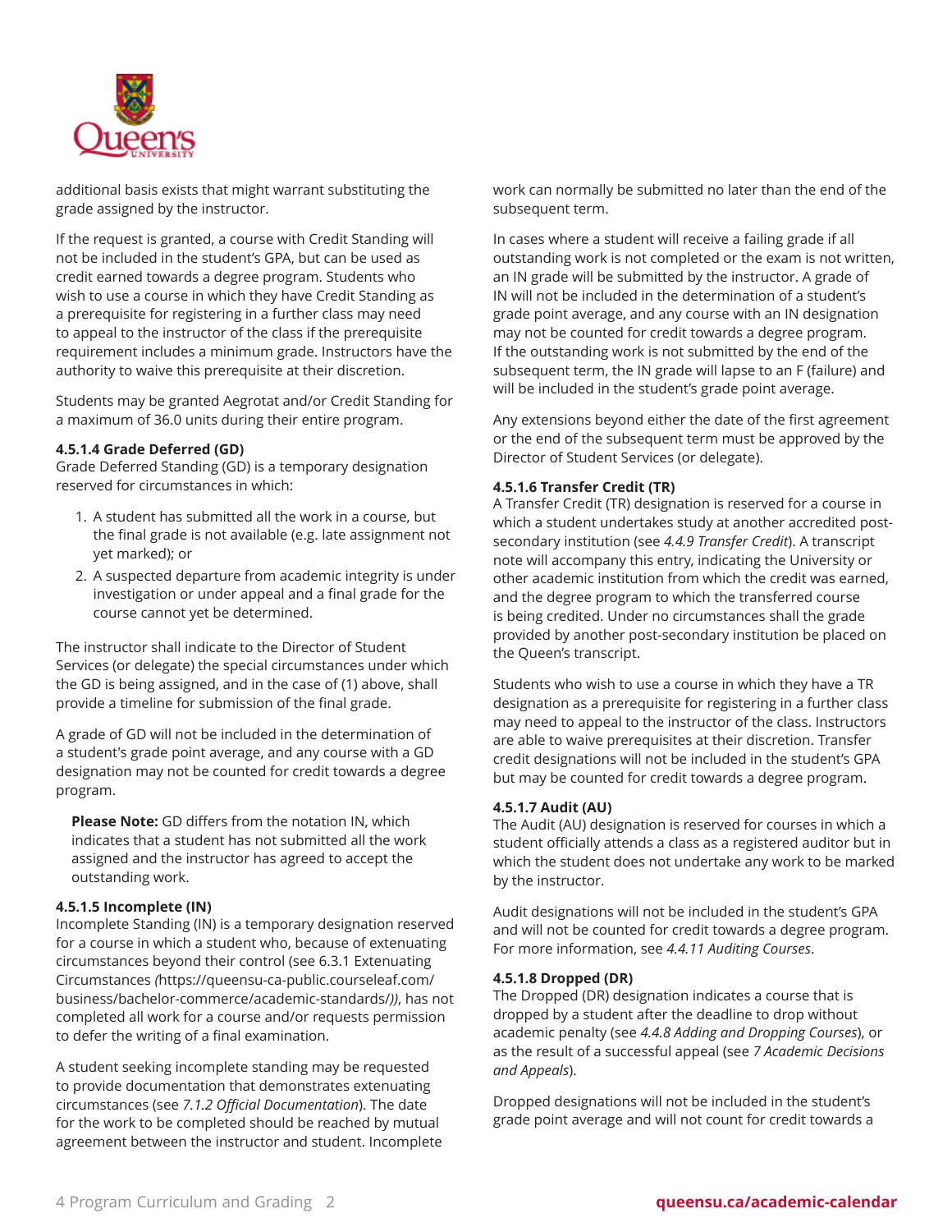additional basis exists that might warrant substituting the grade assigned by the instructor.

If the request is granted, a course with Credit Standing will not be included in the student's GPA, but can be used as credit earned towards a degree program. Students who wish to use a course in which they have Credit Standing as a prerequisite for registering in a further class may need to appeal to the instructor of the class if the prerequisite requirement includes a minimum grade. Instructors have the authority to waive this prerequisite at their discretion.

Students may be granted Aegrotat and/or Credit Standing for a maximum of 36.0 units during their entire program.

#### 4.5.1.4 Grade Deferred (GD)

Grade Deferred Standing (GD) is a temporary designation reserved for circumstances in which:

1. A student has submitted all the work in a course, but the final grade is not available (e.g. late assignment not yet marked); or
2. A suspected departure from academic integrity is under investigation or under appeal and a final grade for the course cannot yet be determined.

The instructor shall indicate to the Director of Student Services (or delegate) the special circumstances under which the GD is being assigned, and in the case of (1) above, shall provide a timeline for submission of the final grade.

A grade of GD will not be included in the determination of a student's grade point average, and any course with a GD designation may not be counted for credit towards a degree program.

> **Please Note:** GD differs from the notation IN, which indicates that a student has not submitted all the work assigned and the instructor has agreed to accept the outstanding work.

#### 4.5.1.5 Incomplete (IN)

Incomplete Standing (IN) is a temporary designation reserved for a course in which a student who, because of extenuating circumstances beyond their control (see 6.3.1 Extenuating Circumstances *(*https://queensu-ca-public.courseleaf.com/business/bachelor-commerce/academic-standards/*))*, has not completed all work for a course and/or requests permission to defer the writing of a final examination.

A student seeking incomplete standing may be requested to provide documentation that demonstrates extenuating circumstances (see *7.1.2 Official Documentation*). The date for the work to be completed should be reached by mutual agreement between the instructor and student. Incomplete work can normally be submitted no later than the end of the subsequent term.

In cases where a student will receive a failing grade if all outstanding work is not completed or the exam is not written, an IN grade will be submitted by the instructor. A grade of IN will not be included in the determination of a student's grade point average, and any course with an IN designation may not be counted for credit towards a degree program. If the outstanding work is not submitted by the end of the subsequent term, the IN grade will lapse to an F (failure) and will be included in the student's grade point average.

Any extensions beyond either the date of the first agreement or the end of the subsequent term must be approved by the Director of Student Services (or delegate).

#### 4.5.1.6 Transfer Credit (TR)

A Transfer Credit (TR) designation is reserved for a course in which a student undertakes study at another accredited post-secondary institution (see *4.4.9 Transfer Credit*). A transcript note will accompany this entry, indicating the University or other academic institution from which the credit was earned, and the degree program to which the transferred course is being credited. Under no circumstances shall the grade provided by another post-secondary institution be placed on the Queen's transcript.

Students who wish to use a course in which they have a TR designation as a prerequisite for registering in a further class may need to appeal to the instructor of the class. Instructors are able to waive prerequisites at their discretion. Transfer credit designations will not be included in the student's GPA but may be counted for credit towards a degree program.

#### 4.5.1.7 Audit (AU)

The Audit (AU) designation is reserved for courses in which a student officially attends a class as a registered auditor but in which the student does not undertake any work to be marked by the instructor.

Audit designations will not be included in the student's GPA and will not be counted for credit towards a degree program. For more information, see *4.4.11 Auditing Courses*.

#### 4.5.1.8 Dropped (DR)

The Dropped (DR) designation indicates a course that is dropped by a student after the deadline to drop without academic penalty (see *4.4.8 Adding and Dropping Courses*), or as the result of a successful appeal (see *7 Academic Decisions and Appeals*).

Dropped designations will not be included in the student's grade point average and will not count for credit towards a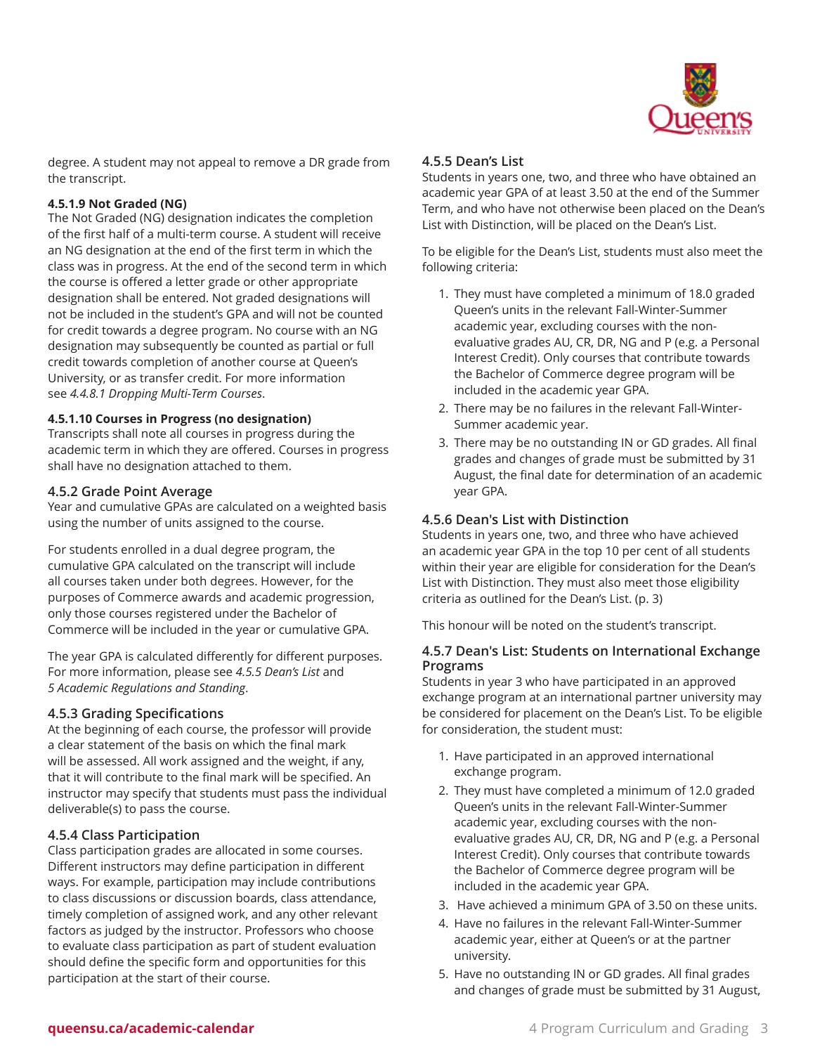degree. A student may not appeal to remove a DR grade from the transcript.

#### 4.5.1.9 Not Graded (NG)

The Not Graded (NG) designation indicates the completion of the first half of a multi-term course. A student will receive an NG designation at the end of the first term in which the class was in progress. At the end of the second term in which the course is offered a letter grade or other appropriate designation shall be entered. Not graded designations will not be included in the student's GPA and will not be counted for credit towards a degree program. No course with an NG designation may subsequently be counted as partial or full credit towards completion of another course at Queen's University, or as transfer credit. For more information see *4.4.8.1 Dropping Multi-Term Courses*.

#### 4.5.1.10 Courses in Progress (no designation)

Transcripts shall note all courses in progress during the academic term in which they are offered. Courses in progress shall have no designation attached to them.

### 4.5.2 Grade Point Average

Year and cumulative GPAs are calculated on a weighted basis using the number of units assigned to the course.

For students enrolled in a dual degree program, the cumulative GPA calculated on the transcript will include all courses taken under both degrees. However, for the purposes of Commerce awards and academic progression, only those courses registered under the Bachelor of Commerce will be included in the year or cumulative GPA.

The year GPA is calculated differently for different purposes. For more information, please see *4.5.5 Dean's List* and *5 Academic Regulations and Standing*.

### 4.5.3 Grading Specifications

At the beginning of each course, the professor will provide a clear statement of the basis on which the final mark will be assessed. All work assigned and the weight, if any, that it will contribute to the final mark will be specified. An instructor may specify that students must pass the individual deliverable(s) to pass the course.

### 4.5.4 Class Participation

Class participation grades are allocated in some courses. Different instructors may define participation in different ways. For example, participation may include contributions to class discussions or discussion boards, class attendance, timely completion of assigned work, and any other relevant factors as judged by the instructor. Professors who choose to evaluate class participation as part of student evaluation should define the specific form and opportunities for this participation at the start of their course.

### 4.5.5 Dean's List

Students in years one, two, and three who have obtained an academic year GPA of at least 3.50 at the end of the Summer Term, and who have not otherwise been placed on the Dean's List with Distinction, will be placed on the Dean's List.

To be eligible for the Dean's List, students must also meet the following criteria:

1. They must have completed a minimum of 18.0 graded Queen's units in the relevant Fall-Winter-Summer academic year, excluding courses with the non-evaluative grades AU, CR, DR, NG and P (e.g. a Personal Interest Credit). Only courses that contribute towards the Bachelor of Commerce degree program will be included in the academic year GPA.
2. There may be no failures in the relevant Fall-Winter-Summer academic year.
3. There may be no outstanding IN or GD grades. All final grades and changes of grade must be submitted by 31 August, the final date for determination of an academic year GPA.

### 4.5.6 Dean's List with Distinction

Students in years one, two, and three who have achieved an academic year GPA in the top 10 per cent of all students within their year are eligible for consideration for the Dean's List with Distinction. They must also meet those eligibility criteria as outlined for the Dean's List. (p. 3)

This honour will be noted on the student's transcript.

### 4.5.7 Dean's List: Students on International Exchange Programs

Students in year 3 who have participated in an approved exchange program at an international partner university may be considered for placement on the Dean's List. To be eligible for consideration, the student must:

1. Have participated in an approved international exchange program.
2. They must have completed a minimum of 12.0 graded Queen's units in the relevant Fall-Winter-Summer academic year, excluding courses with the non-evaluative grades AU, CR, DR, NG and P (e.g. a Personal Interest Credit). Only courses that contribute towards the Bachelor of Commerce degree program will be included in the academic year GPA.
3. Have achieved a minimum GPA of 3.50 on these units.
4. Have no failures in the relevant Fall-Winter-Summer academic year, either at Queen's or at the partner university.
5. Have no outstanding IN or GD grades. All final grades and changes of grade must be submitted by 31 August,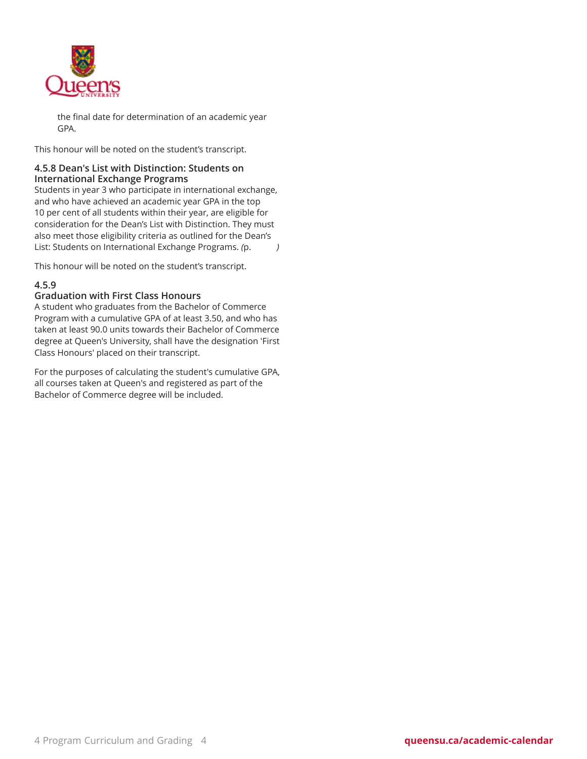the final date for determination of an academic year GPA.

This honour will be noted on the student's transcript.

### 4.5.8 Dean's List with Distinction: Students on International Exchange Programs

Students in year 3 who participate in international exchange, and who have achieved an academic year GPA in the top 10 per cent of all students within their year, are eligible for consideration for the Dean's List with Distinction. They must also meet those eligibility criteria as outlined for the Dean's List: Students on International Exchange Programs. *(*p. *)*

This honour will be noted on the student's transcript.

### 4.5.9 Graduation with First Class Honours

A student who graduates from the Bachelor of Commerce Program with a cumulative GPA of at least 3.50, and who has taken at least 90.0 units towards their Bachelor of Commerce degree at Queen's University, shall have the designation 'First Class Honours' placed on their transcript.

For the purposes of calculating the student's cumulative GPA, all courses taken at Queen's and registered as part of the Bachelor of Commerce degree will be included.